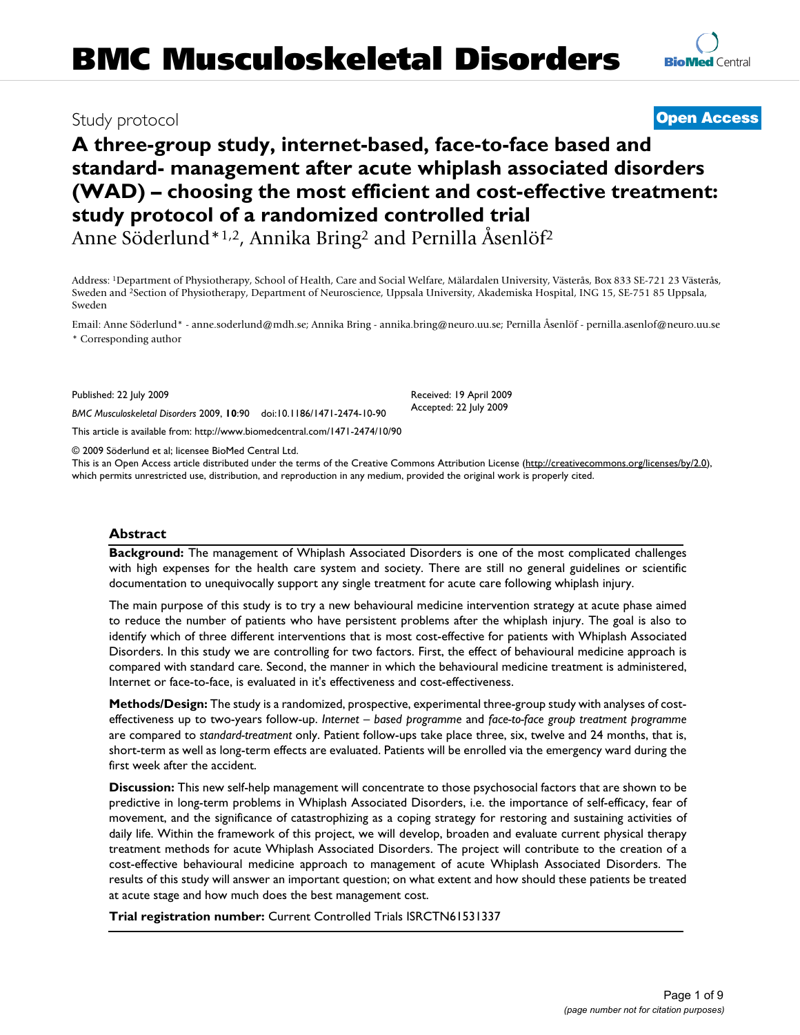Study protocol

**Open Access**

# A three-group study, internet-based, face-to-face based and standard- management after acute whiplash associated disorders (WAD) – choosing the most efficient and cost-effective treatment: study protocol of a randomized controlled trial

Anne Söderlund*[1,2], Annika Bring[2] and Pernilla Åsenlöf[2]

Address: [1]Department of Physiotherapy, School of Health, Care and Social Welfare, Mälardalen University, Västerås, Box 833 SE-721 23 Västerås, Sweden and [2]Section of Physiotherapy, Department of Neuroscience, Uppsala University, Akademiska Hospital, ING 15, SE-751 85 Uppsala, Sweden

Email: Anne Söderlund* - anne.soderlund@mdh.se; Annika Bring - annika.bring@neuro.uu.se; Pernilla Åsenlöf - pernilla.asenlof@neuro.uu.se

* Corresponding author

Published: 22 July 2009

*BMC Musculoskeletal Disorders* 2009, **10**:90 doi:10.1186/1471-2474-10-90

Received: 19 April 2009

Accepted: 22 July 2009

This article is available from: http://www.biomedcentral.com/1471-2474/10/90

© 2009 Söderlund et al; licensee BioMed Central Ltd.

This is an Open Access article distributed under the terms of the Creative Commons Attribution License (http://creativecommons.org/licenses/by/2.0), which permits unrestricted use, distribution, and reproduction in any medium, provided the original work is properly cited.

## Abstract

**Background:** The management of Whiplash Associated Disorders is one of the most complicated challenges with high expenses for the health care system and society. There are still no general guidelines or scientific documentation to unequivocally support any single treatment for acute care following whiplash injury.

The main purpose of this study is to try a new behavioural medicine intervention strategy at acute phase aimed to reduce the number of patients who have persistent problems after the whiplash injury. The goal is also to identify which of three different interventions that is most cost-effective for patients with Whiplash Associated Disorders. In this study we are controlling for two factors. First, the effect of behavioural medicine approach is compared with standard care. Second, the manner in which the behavioural medicine treatment is administered, Internet or face-to-face, is evaluated in it's effectiveness and cost-effectiveness.

**Methods/Design:** The study is a randomized, prospective, experimental three-group study with analyses of cost-effectiveness up to two-years follow-up. *Internet – based programme* and *face-to-face group treatment programme* are compared to *standard-treatment* only. Patient follow-ups take place three, six, twelve and 24 months, that is, short-term as well as long-term effects are evaluated. Patients will be enrolled via the emergency ward during the first week after the accident.

**Discussion:** This new self-help management will concentrate to those psychosocial factors that are shown to be predictive in long-term problems in Whiplash Associated Disorders, i.e. the importance of self-efficacy, fear of movement, and the significance of catastrophizing as a coping strategy for restoring and sustaining activities of daily life. Within the framework of this project, we will develop, broaden and evaluate current physical therapy treatment methods for acute Whiplash Associated Disorders. The project will contribute to the creation of a cost-effective behavioural medicine approach to management of acute Whiplash Associated Disorders. The results of this study will answer an important question; on what extent and how should these patients be treated at acute stage and how much does the best management cost.

**Trial registration number:** Current Controlled Trials ISRCTN61531337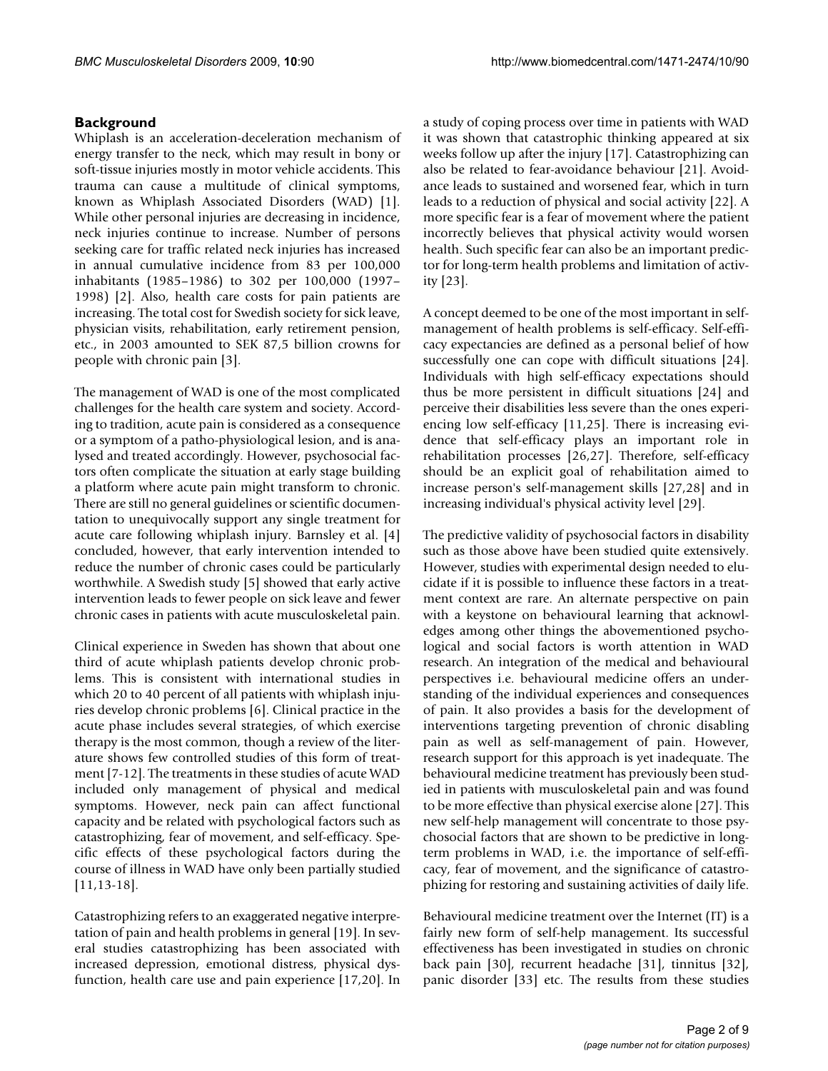## Background

Whiplash is an acceleration-deceleration mechanism of energy transfer to the neck, which may result in bony or soft-tissue injuries mostly in motor vehicle accidents. This trauma can cause a multitude of clinical symptoms, known as Whiplash Associated Disorders (WAD) [1]. While other personal injuries are decreasing in incidence, neck injuries continue to increase. Number of persons seeking care for traffic related neck injuries has increased in annual cumulative incidence from 83 per 100,000 inhabitants (1985–1986) to 302 per 100,000 (1997–1998) [2]. Also, health care costs for pain patients are increasing. The total cost for Swedish society for sick leave, physician visits, rehabilitation, early retirement pension, etc., in 2003 amounted to SEK 87,5 billion crowns for people with chronic pain [3].

The management of WAD is one of the most complicated challenges for the health care system and society. According to tradition, acute pain is considered as a consequence or a symptom of a patho-physiological lesion, and is analysed and treated accordingly. However, psychosocial factors often complicate the situation at early stage building a platform where acute pain might transform to chronic. There are still no general guidelines or scientific documentation to unequivocally support any single treatment for acute care following whiplash injury. Barnsley et al. [4] concluded, however, that early intervention intended to reduce the number of chronic cases could be particularly worthwhile. A Swedish study [5] showed that early active intervention leads to fewer people on sick leave and fewer chronic cases in patients with acute musculoskeletal pain.

Clinical experience in Sweden has shown that about one third of acute whiplash patients develop chronic problems. This is consistent with international studies in which 20 to 40 percent of all patients with whiplash injuries develop chronic problems [6]. Clinical practice in the acute phase includes several strategies, of which exercise therapy is the most common, though a review of the literature shows few controlled studies of this form of treatment [7-12]. The treatments in these studies of acute WAD included only management of physical and medical symptoms. However, neck pain can affect functional capacity and be related with psychological factors such as catastrophizing, fear of movement, and self-efficacy. Specific effects of these psychological factors during the course of illness in WAD have only been partially studied [11,13-18].

Catastrophizing refers to an exaggerated negative interpretation of pain and health problems in general [19]. In several studies catastrophizing has been associated with increased depression, emotional distress, physical dysfunction, health care use and pain experience [17,20]. In a study of coping process over time in patients with WAD it was shown that catastrophic thinking appeared at six weeks follow up after the injury [17]. Catastrophizing can also be related to fear-avoidance behaviour [21]. Avoidance leads to sustained and worsened fear, which in turn leads to a reduction of physical and social activity [22]. A more specific fear is a fear of movement where the patient incorrectly believes that physical activity would worsen health. Such specific fear can also be an important predictor for long-term health problems and limitation of activity [23].

A concept deemed to be one of the most important in self-management of health problems is self-efficacy. Self-efficacy expectancies are defined as a personal belief of how successfully one can cope with difficult situations [24]. Individuals with high self-efficacy expectations should thus be more persistent in difficult situations [24] and perceive their disabilities less severe than the ones experiencing low self-efficacy [11,25]. There is increasing evidence that self-efficacy plays an important role in rehabilitation processes [26,27]. Therefore, self-efficacy should be an explicit goal of rehabilitation aimed to increase person's self-management skills [27,28] and in increasing individual's physical activity level [29].

The predictive validity of psychosocial factors in disability such as those above have been studied quite extensively. However, studies with experimental design needed to elucidate if it is possible to influence these factors in a treatment context are rare. An alternate perspective on pain with a keystone on behavioural learning that acknowledges among other things the abovementioned psychological and social factors is worth attention in WAD research. An integration of the medical and behavioural perspectives i.e. behavioural medicine offers an understanding of the individual experiences and consequences of pain. It also provides a basis for the development of interventions targeting prevention of chronic disabling pain as well as self-management of pain. However, research support for this approach is yet inadequate. The behavioural medicine treatment has previously been studied in patients with musculoskeletal pain and was found to be more effective than physical exercise alone [27]. This new self-help management will concentrate to those psychosocial factors that are shown to be predictive in long-term problems in WAD, i.e. the importance of self-efficacy, fear of movement, and the significance of catastrophizing for restoring and sustaining activities of daily life.

Behavioural medicine treatment over the Internet (IT) is a fairly new form of self-help management. Its successful effectiveness has been investigated in studies on chronic back pain [30], recurrent headache [31], tinnitus [32], panic disorder [33] etc. The results from these studies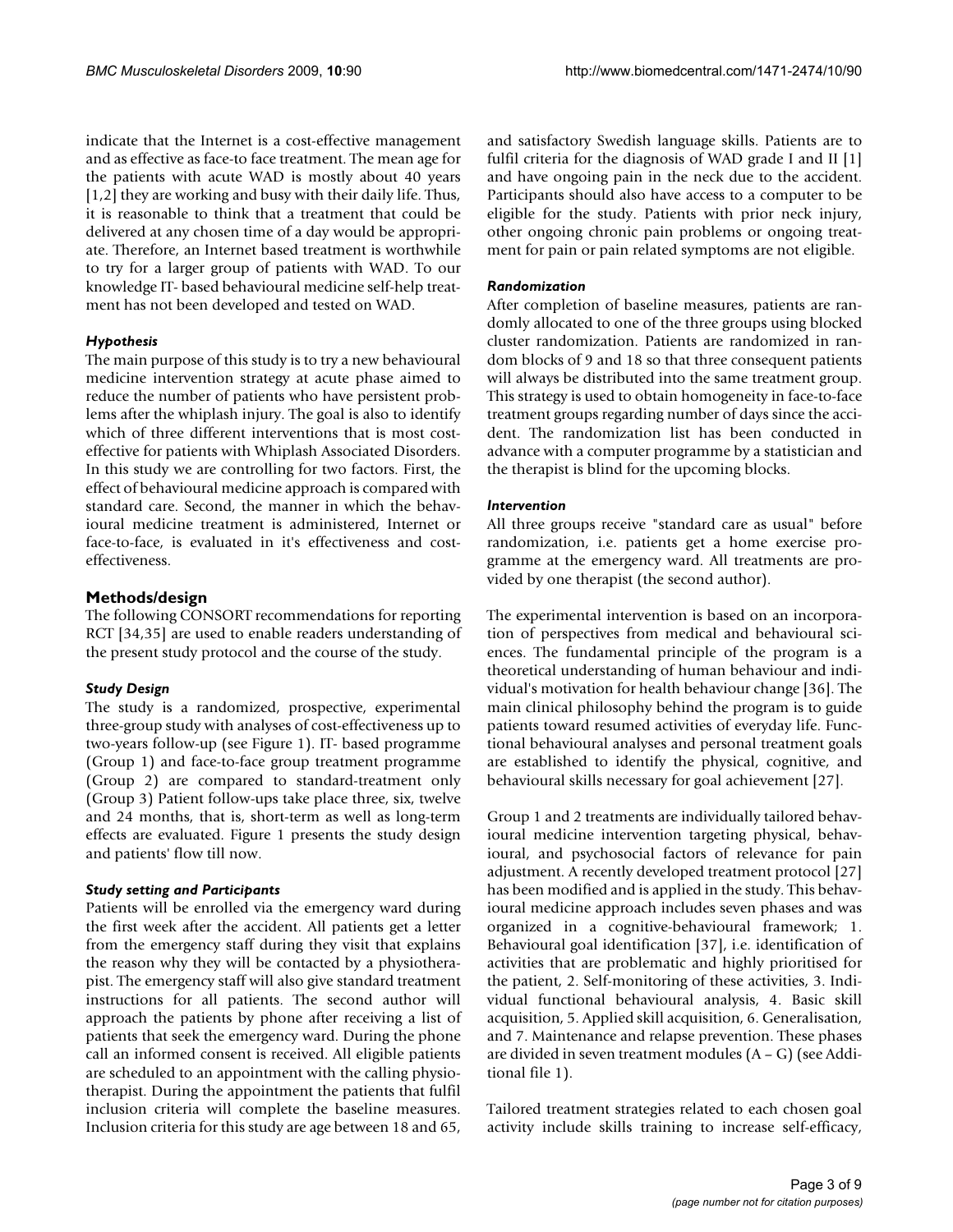indicate that the Internet is a cost-effective management and as effective as face-to face treatment. The mean age for the patients with acute WAD is mostly about 40 years [1,2] they are working and busy with their daily life. Thus, it is reasonable to think that a treatment that could be delivered at any chosen time of a day would be appropriate. Therefore, an Internet based treatment is worthwhile to try for a larger group of patients with WAD. To our knowledge IT- based behavioural medicine self-help treatment has not been developed and tested on WAD.

### *Hypothesis*

The main purpose of this study is to try a new behavioural medicine intervention strategy at acute phase aimed to reduce the number of patients who have persistent problems after the whiplash injury. The goal is also to identify which of three different interventions that is most cost-effective for patients with Whiplash Associated Disorders. In this study we are controlling for two factors. First, the effect of behavioural medicine approach is compared with standard care. Second, the manner in which the behavioural medicine treatment is administered, Internet or face-to-face, is evaluated in it's effectiveness and cost-effectiveness.

## Methods/design

The following CONSORT recommendations for reporting RCT [34,35] are used to enable readers understanding of the present study protocol and the course of the study.

### *Study Design*

The study is a randomized, prospective, experimental three-group study with analyses of cost-effectiveness up to two-years follow-up (see Figure 1). IT- based programme (Group 1) and face-to-face group treatment programme (Group 2) are compared to standard-treatment only (Group 3) Patient follow-ups take place three, six, twelve and 24 months, that is, short-term as well as long-term effects are evaluated. Figure 1 presents the study design and patients' flow till now.

### *Study setting and Participants*

Patients will be enrolled via the emergency ward during the first week after the accident. All patients get a letter from the emergency staff during they visit that explains the reason why they will be contacted by a physiotherapist. The emergency staff will also give standard treatment instructions for all patients. The second author will approach the patients by phone after receiving a list of patients that seek the emergency ward. During the phone call an informed consent is received. All eligible patients are scheduled to an appointment with the calling physiotherapist. During the appointment the patients that fulfil inclusion criteria will complete the baseline measures. Inclusion criteria for this study are age between 18 and 65, and satisfactory Swedish language skills. Patients are to fulfil criteria for the diagnosis of WAD grade I and II [1] and have ongoing pain in the neck due to the accident. Participants should also have access to a computer to be eligible for the study. Patients with prior neck injury, other ongoing chronic pain problems or ongoing treatment for pain or pain related symptoms are not eligible.

### *Randomization*

After completion of baseline measures, patients are randomly allocated to one of the three groups using blocked cluster randomization. Patients are randomized in random blocks of 9 and 18 so that three consequent patients will always be distributed into the same treatment group. This strategy is used to obtain homogeneity in face-to-face treatment groups regarding number of days since the accident. The randomization list has been conducted in advance with a computer programme by a statistician and the therapist is blind for the upcoming blocks.

### *Intervention*

All three groups receive "standard care as usual" before randomization, i.e. patients get a home exercise programme at the emergency ward. All treatments are provided by one therapist (the second author).

The experimental intervention is based on an incorporation of perspectives from medical and behavioural sciences. The fundamental principle of the program is a theoretical understanding of human behaviour and individual's motivation for health behaviour change [36]. The main clinical philosophy behind the program is to guide patients toward resumed activities of everyday life. Functional behavioural analyses and personal treatment goals are established to identify the physical, cognitive, and behavioural skills necessary for goal achievement [27].

Group 1 and 2 treatments are individually tailored behavioural medicine intervention targeting physical, behavioural, and psychosocial factors of relevance for pain adjustment. A recently developed treatment protocol [27] has been modified and is applied in the study. This behavioural medicine approach includes seven phases and was organized in a cognitive-behavioural framework; 1. Behavioural goal identification [37], i.e. identification of activities that are problematic and highly prioritised for the patient, 2. Self-monitoring of these activities, 3. Individual functional behavioural analysis, 4. Basic skill acquisition, 5. Applied skill acquisition, 6. Generalisation, and 7. Maintenance and relapse prevention. These phases are divided in seven treatment modules (A – G) (see Additional file 1).

Tailored treatment strategies related to each chosen goal activity include skills training to increase self-efficacy,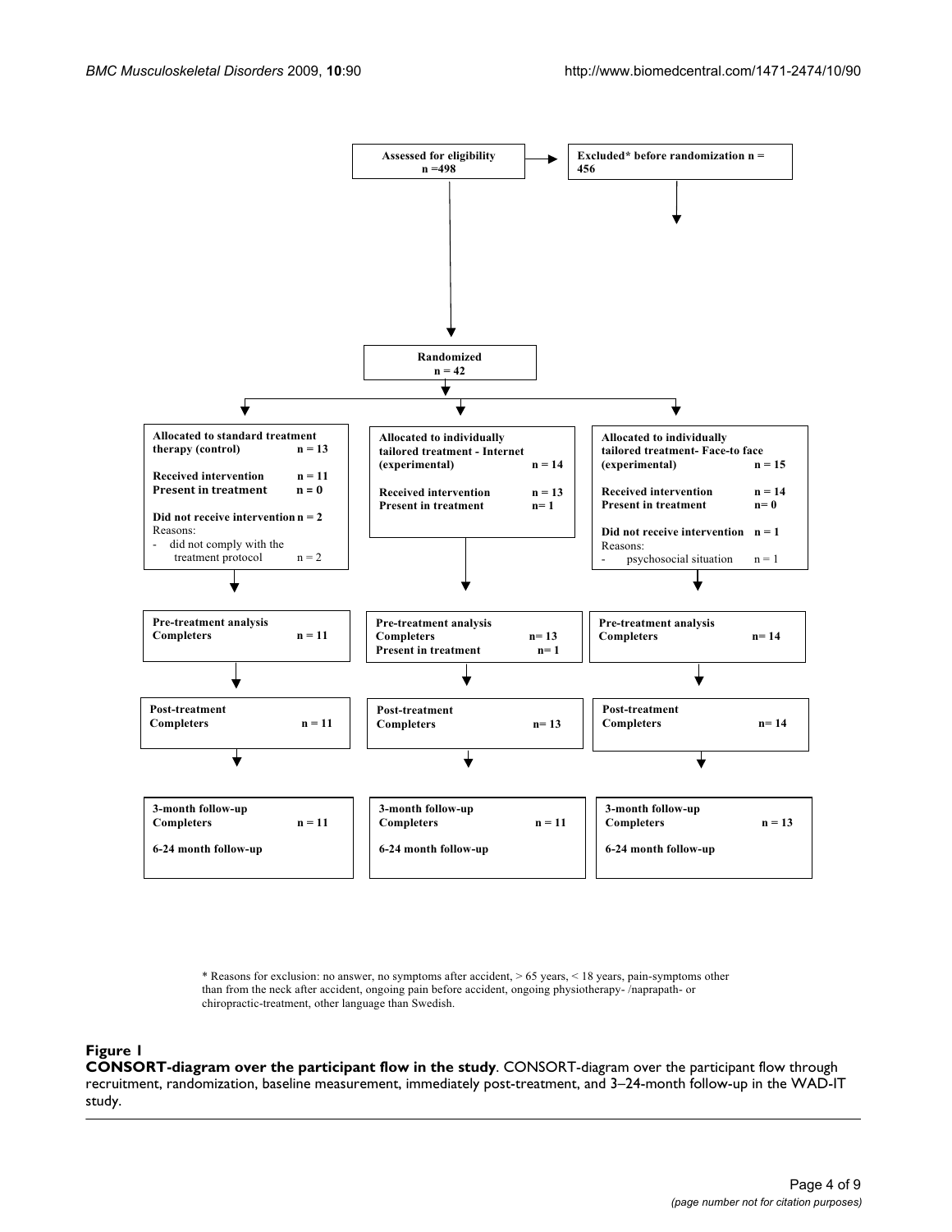Assessed for eligibility n =498

Excluded* before randomization n = 456

Randomized n = 42

| Allocated to standard treatment therapy (control) n = 13 | Allocated to individually tailored treatment - Internet (experimental) n = 14 | Allocated to individually tailored treatment- Face-to face (experimental) n = 15 |
| --- | --- | --- |
| Received intervention n = 11 | Received intervention n = 13 | Received intervention n = 14 |
| Present in treatment n = 0 | Present in treatment n= 1 | Present in treatment n= 0 |
| Did not receive intervention n = 2 | | Did not receive intervention n = 1 |
| Reasons: - did not comply with the treatment protocol n = 2 | | Reasons: - psychosocial situation n = 1 |
| Pre-treatment analysis Completers n = 11 | Pre-treatment analysis Completers n= 13; Present in treatment n= 1 | Pre-treatment analysis Completers n= 14 |
| Post-treatment Completers n = 11 | Post-treatment Completers n= 13 | Post-treatment Completers n= 14 |
| 3-month follow-up Completers n = 11 | 3-month follow-up Completers n = 11 | 3-month follow-up Completers n = 13 |
| 6-24 month follow-up | 6-24 month follow-up | 6-24 month follow-up |

* Reasons for exclusion: no answer, no symptoms after accident, > 65 years, < 18 years, pain-symptoms other than from the neck after accident, ongoing pain before accident, ongoing physiotherapy- /naprapath- or chiropractic-treatment, other language than Swedish.

**Figure 1**

**CONSORT-diagram over the participant flow in the study**. CONSORT-diagram over the participant flow through recruitment, randomization, baseline measurement, immediately post-treatment, and 3–24-month follow-up in the WAD-IT study.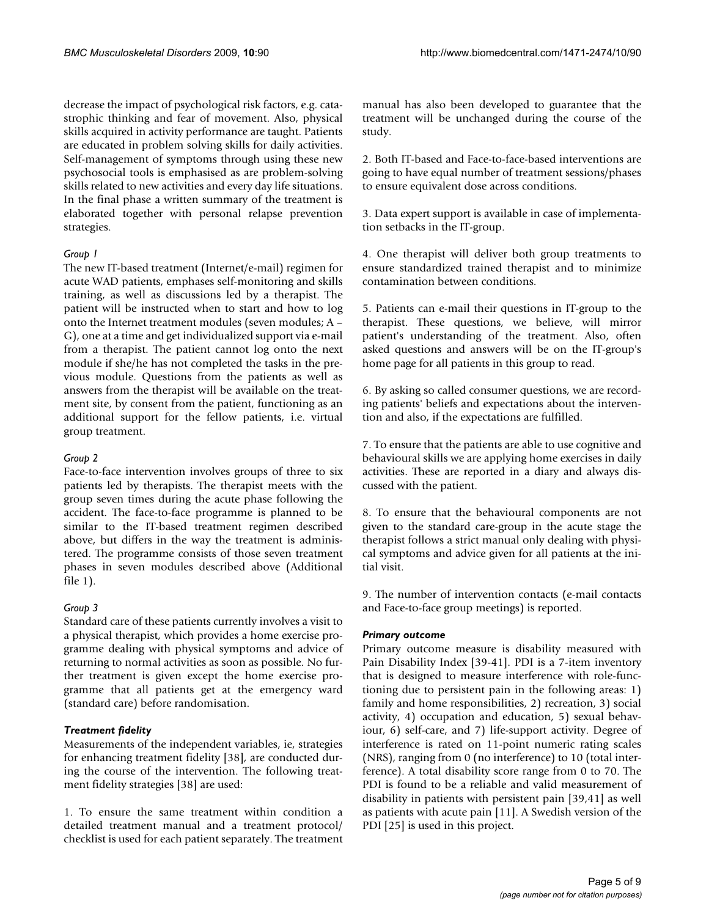decrease the impact of psychological risk factors, e.g. catastrophic thinking and fear of movement. Also, physical skills acquired in activity performance are taught. Patients are educated in problem solving skills for daily activities. Self-management of symptoms through using these new psychosocial tools is emphasised as are problem-solving skills related to new activities and every day life situations. In the final phase a written summary of the treatment is elaborated together with personal relapse prevention strategies.

*Group 1*

The new IT-based treatment (Internet/e-mail) regimen for acute WAD patients, emphases self-monitoring and skills training, as well as discussions led by a therapist. The patient will be instructed when to start and how to log onto the Internet treatment modules (seven modules; A – G), one at a time and get individualized support via e-mail from a therapist. The patient cannot log onto the next module if she/he has not completed the tasks in the previous module. Questions from the patients as well as answers from the therapist will be available on the treatment site, by consent from the patient, functioning as an additional support for the fellow patients, i.e. virtual group treatment.

*Group 2*

Face-to-face intervention involves groups of three to six patients led by therapists. The therapist meets with the group seven times during the acute phase following the accident. The face-to-face programme is planned to be similar to the IT-based treatment regimen described above, but differs in the way the treatment is administered. The programme consists of those seven treatment phases in seven modules described above (Additional file 1).

*Group 3*

Standard care of these patients currently involves a visit to a physical therapist, which provides a home exercise programme dealing with physical symptoms and advice of returning to normal activities as soon as possible. No further treatment is given except the home exercise programme that all patients get at the emergency ward (standard care) before randomisation.

### *Treatment fidelity*

Measurements of the independent variables, ie, strategies for enhancing treatment fidelity [38], are conducted during the course of the intervention. The following treatment fidelity strategies [38] are used:

1. To ensure the same treatment within condition a detailed treatment manual and a treatment protocol/checklist is used for each patient separately. The treatment manual has also been developed to guarantee that the treatment will be unchanged during the course of the study.

2. Both IT-based and Face-to-face-based interventions are going to have equal number of treatment sessions/phases to ensure equivalent dose across conditions.

3. Data expert support is available in case of implementation setbacks in the IT-group.

4. One therapist will deliver both group treatments to ensure standardized trained therapist and to minimize contamination between conditions.

5. Patients can e-mail their questions in IT-group to the therapist. These questions, we believe, will mirror patient's understanding of the treatment. Also, often asked questions and answers will be on the IT-group's home page for all patients in this group to read.

6. By asking so called consumer questions, we are recording patients' beliefs and expectations about the intervention and also, if the expectations are fulfilled.

7. To ensure that the patients are able to use cognitive and behavioural skills we are applying home exercises in daily activities. These are reported in a diary and always discussed with the patient.

8. To ensure that the behavioural components are not given to the standard care-group in the acute stage the therapist follows a strict manual only dealing with physical symptoms and advice given for all patients at the initial visit.

9. The number of intervention contacts (e-mail contacts and Face-to-face group meetings) is reported.

### *Primary outcome*

Primary outcome measure is disability measured with Pain Disability Index [39-41]. PDI is a 7-item inventory that is designed to measure interference with role-functioning due to persistent pain in the following areas: 1) family and home responsibilities, 2) recreation, 3) social activity, 4) occupation and education, 5) sexual behaviour, 6) self-care, and 7) life-support activity. Degree of interference is rated on 11-point numeric rating scales (NRS), ranging from 0 (no interference) to 10 (total interference). A total disability score range from 0 to 70. The PDI is found to be a reliable and valid measurement of disability in patients with persistent pain [39,41] as well as patients with acute pain [11]. A Swedish version of the PDI [25] is used in this project.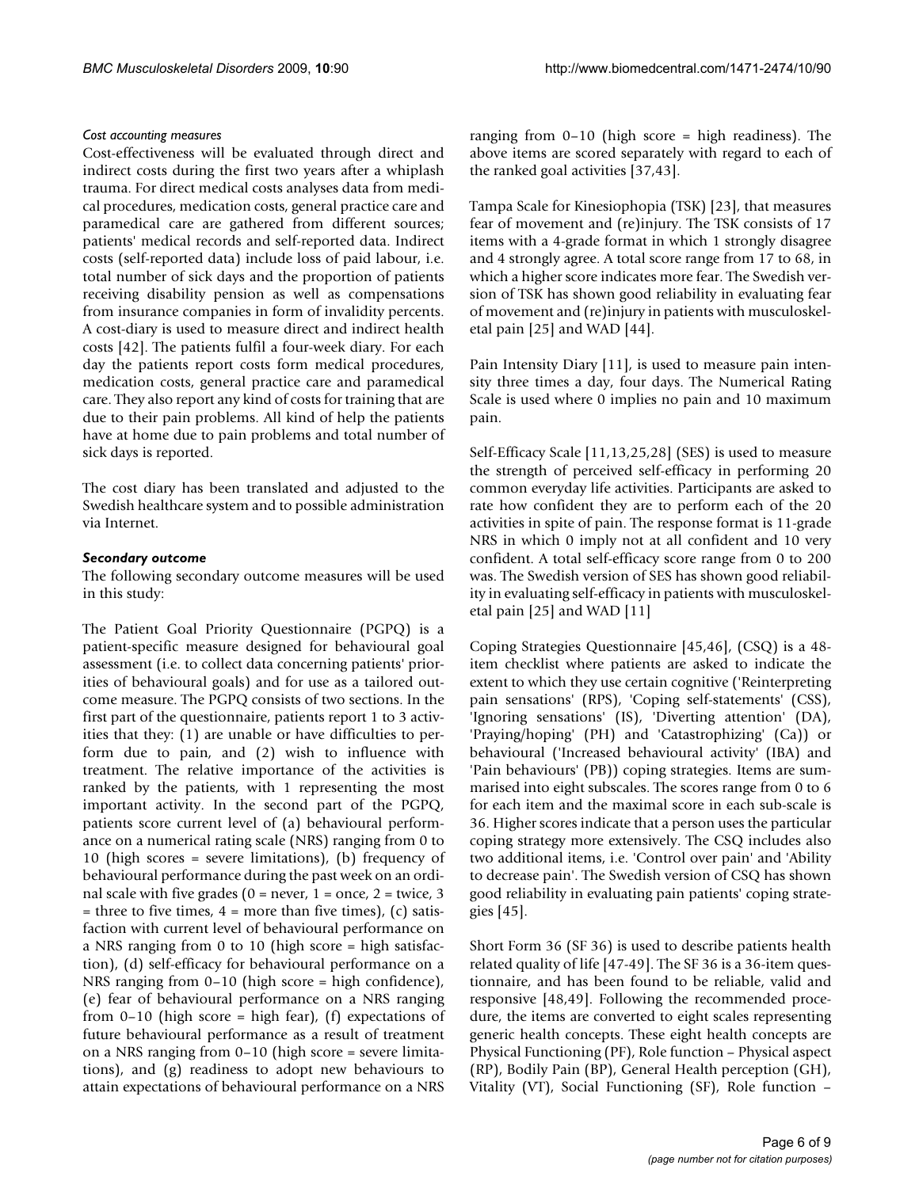#### *Cost accounting measures*

Cost-effectiveness will be evaluated through direct and indirect costs during the first two years after a whiplash trauma. For direct medical costs analyses data from medical procedures, medication costs, general practice care and paramedical care are gathered from different sources; patients' medical records and self-reported data. Indirect costs (self-reported data) include loss of paid labour, i.e. total number of sick days and the proportion of patients receiving disability pension as well as compensations from insurance companies in form of invalidity percents. A cost-diary is used to measure direct and indirect health costs [42]. The patients fulfil a four-week diary. For each day the patients report costs form medical procedures, medication costs, general practice care and paramedical care. They also report any kind of costs for training that are due to their pain problems. All kind of help the patients have at home due to pain problems and total number of sick days is reported.

The cost diary has been translated and adjusted to the Swedish healthcare system and to possible administration via Internet.

### *Secondary outcome*

The following secondary outcome measures will be used in this study:

The Patient Goal Priority Questionnaire (PGPQ) is a patient-specific measure designed for behavioural goal assessment (i.e. to collect data concerning patients' priorities of behavioural goals) and for use as a tailored outcome measure. The PGPQ consists of two sections. In the first part of the questionnaire, patients report 1 to 3 activities that they: (1) are unable or have difficulties to perform due to pain, and (2) wish to influence with treatment. The relative importance of the activities is ranked by the patients, with 1 representing the most important activity. In the second part of the PGPQ, patients score current level of (a) behavioural performance on a numerical rating scale (NRS) ranging from 0 to 10 (high scores = severe limitations), (b) frequency of behavioural performance during the past week on an ordinal scale with five grades (0 = never, 1 = once, 2 = twice, 3 = three to five times, 4 = more than five times), (c) satisfaction with current level of behavioural performance on a NRS ranging from 0 to 10 (high score = high satisfaction), (d) self-efficacy for behavioural performance on a NRS ranging from 0–10 (high score = high confidence), (e) fear of behavioural performance on a NRS ranging from 0–10 (high score = high fear), (f) expectations of future behavioural performance as a result of treatment on a NRS ranging from 0–10 (high score = severe limitations), and (g) readiness to adopt new behaviours to attain expectations of behavioural performance on a NRS ranging from 0–10 (high score = high readiness). The above items are scored separately with regard to each of the ranked goal activities [37,43].

Tampa Scale for Kinesiophopia (TSK) [23], that measures fear of movement and (re)injury. The TSK consists of 17 items with a 4-grade format in which 1 strongly disagree and 4 strongly agree. A total score range from 17 to 68, in which a higher score indicates more fear. The Swedish version of TSK has shown good reliability in evaluating fear of movement and (re)injury in patients with musculoskeletal pain [25] and WAD [44].

Pain Intensity Diary [11], is used to measure pain intensity three times a day, four days. The Numerical Rating Scale is used where 0 implies no pain and 10 maximum pain.

Self-Efficacy Scale [11,13,25,28] (SES) is used to measure the strength of perceived self-efficacy in performing 20 common everyday life activities. Participants are asked to rate how confident they are to perform each of the 20 activities in spite of pain. The response format is 11-grade NRS in which 0 imply not at all confident and 10 very confident. A total self-efficacy score range from 0 to 200 was. The Swedish version of SES has shown good reliability in evaluating self-efficacy in patients with musculoskeletal pain [25] and WAD [11]

Coping Strategies Questionnaire [45,46], (CSQ) is a 48-item checklist where patients are asked to indicate the extent to which they use certain cognitive ('Reinterpreting pain sensations' (RPS), 'Coping self-statements' (CSS), 'Ignoring sensations' (IS), 'Diverting attention' (DA), 'Praying/hoping' (PH) and 'Catastrophizing' (Ca)) or behavioural ('Increased behavioural activity' (IBA) and 'Pain behaviours' (PB)) coping strategies. Items are summarised into eight subscales. The scores range from 0 to 6 for each item and the maximal score in each sub-scale is 36. Higher scores indicate that a person uses the particular coping strategy more extensively. The CSQ includes also two additional items, i.e. 'Control over pain' and 'Ability to decrease pain'. The Swedish version of CSQ has shown good reliability in evaluating pain patients' coping strategies [45].

Short Form 36 (SF 36) is used to describe patients health related quality of life [47-49]. The SF 36 is a 36-item questionnaire, and has been found to be reliable, valid and responsive [48,49]. Following the recommended procedure, the items are converted to eight scales representing generic health concepts. These eight health concepts are Physical Functioning (PF), Role function – Physical aspect (RP), Bodily Pain (BP), General Health perception (GH), Vitality (VT), Social Functioning (SF), Role function –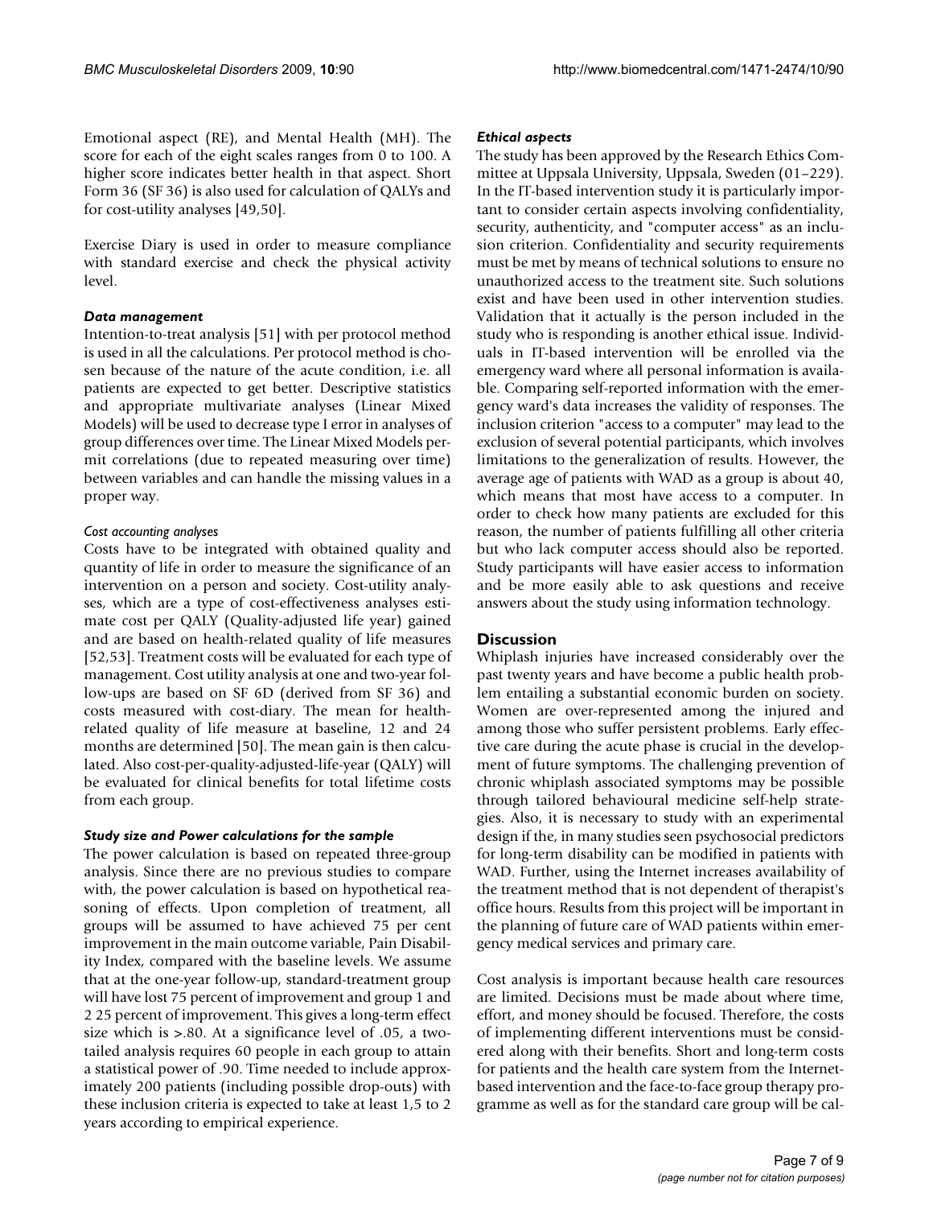Emotional aspect (RE), and Mental Health (MH). The score for each of the eight scales ranges from 0 to 100. A higher score indicates better health in that aspect. Short Form 36 (SF 36) is also used for calculation of QALYs and for cost-utility analyses [49,50].

Exercise Diary is used in order to measure compliance with standard exercise and check the physical activity level.

#### *Data management*

Intention-to-treat analysis [51] with per protocol method is used in all the calculations. Per protocol method is chosen because of the nature of the acute condition, i.e. all patients are expected to get better. Descriptive statistics and appropriate multivariate analyses (Linear Mixed Models) will be used to decrease type I error in analyses of group differences over time. The Linear Mixed Models permit correlations (due to repeated measuring over time) between variables and can handle the missing values in a proper way.

##### *Cost accounting analyses*

Costs have to be integrated with obtained quality and quantity of life in order to measure the significance of an intervention on a person and society. Cost-utility analyses, which are a type of cost-effectiveness analyses estimate cost per QALY (Quality-adjusted life year) gained and are based on health-related quality of life measures [52,53]. Treatment costs will be evaluated for each type of management. Cost utility analysis at one and two-year follow-ups are based on SF 6D (derived from SF 36) and costs measured with cost-diary. The mean for health-related quality of life measure at baseline, 12 and 24 months are determined [50]. The mean gain is then calculated. Also cost-per-quality-adjusted-life-year (QALY) will be evaluated for clinical benefits for total lifetime costs from each group.

#### *Study size and Power calculations for the sample*

The power calculation is based on repeated three-group analysis. Since there are no previous studies to compare with, the power calculation is based on hypothetical reasoning of effects. Upon completion of treatment, all groups will be assumed to have achieved 75 per cent improvement in the main outcome variable, Pain Disability Index, compared with the baseline levels. We assume that at the one-year follow-up, standard-treatment group will have lost 75 percent of improvement and group 1 and 2 25 percent of improvement. This gives a long-term effect size which is >.80. At a significance level of .05, a two-tailed analysis requires 60 people in each group to attain a statistical power of .90. Time needed to include approximately 200 patients (including possible drop-outs) with these inclusion criteria is expected to take at least 1,5 to 2 years according to empirical experience.

#### *Ethical aspects*

The study has been approved by the Research Ethics Committee at Uppsala University, Uppsala, Sweden (01–229). In the IT-based intervention study it is particularly important to consider certain aspects involving confidentiality, security, authenticity, and "computer access" as an inclusion criterion. Confidentiality and security requirements must be met by means of technical solutions to ensure no unauthorized access to the treatment site. Such solutions exist and have been used in other intervention studies. Validation that it actually is the person included in the study who is responding is another ethical issue. Individuals in IT-based intervention will be enrolled via the emergency ward where all personal information is available. Comparing self-reported information with the emergency ward's data increases the validity of responses. The inclusion criterion "access to a computer" may lead to the exclusion of several potential participants, which involves limitations to the generalization of results. However, the average age of patients with WAD as a group is about 40, which means that most have access to a computer. In order to check how many patients are excluded for this reason, the number of patients fulfilling all other criteria but who lack computer access should also be reported. Study participants will have easier access to information and be more easily able to ask questions and receive answers about the study using information technology.

## Discussion

Whiplash injuries have increased considerably over the past twenty years and have become a public health problem entailing a substantial economic burden on society. Women are over-represented among the injured and among those who suffer persistent problems. Early effective care during the acute phase is crucial in the development of future symptoms. The challenging prevention of chronic whiplash associated symptoms may be possible through tailored behavioural medicine self-help strategies. Also, it is necessary to study with an experimental design if the, in many studies seen psychosocial predictors for long-term disability can be modified in patients with WAD. Further, using the Internet increases availability of the treatment method that is not dependent of therapist's office hours. Results from this project will be important in the planning of future care of WAD patients within emergency medical services and primary care.

Cost analysis is important because health care resources are limited. Decisions must be made about where time, effort, and money should be focused. Therefore, the costs of implementing different interventions must be considered along with their benefits. Short and long-term costs for patients and the health care system from the Internet-based intervention and the face-to-face group therapy programme as well as for the standard care group will be cal-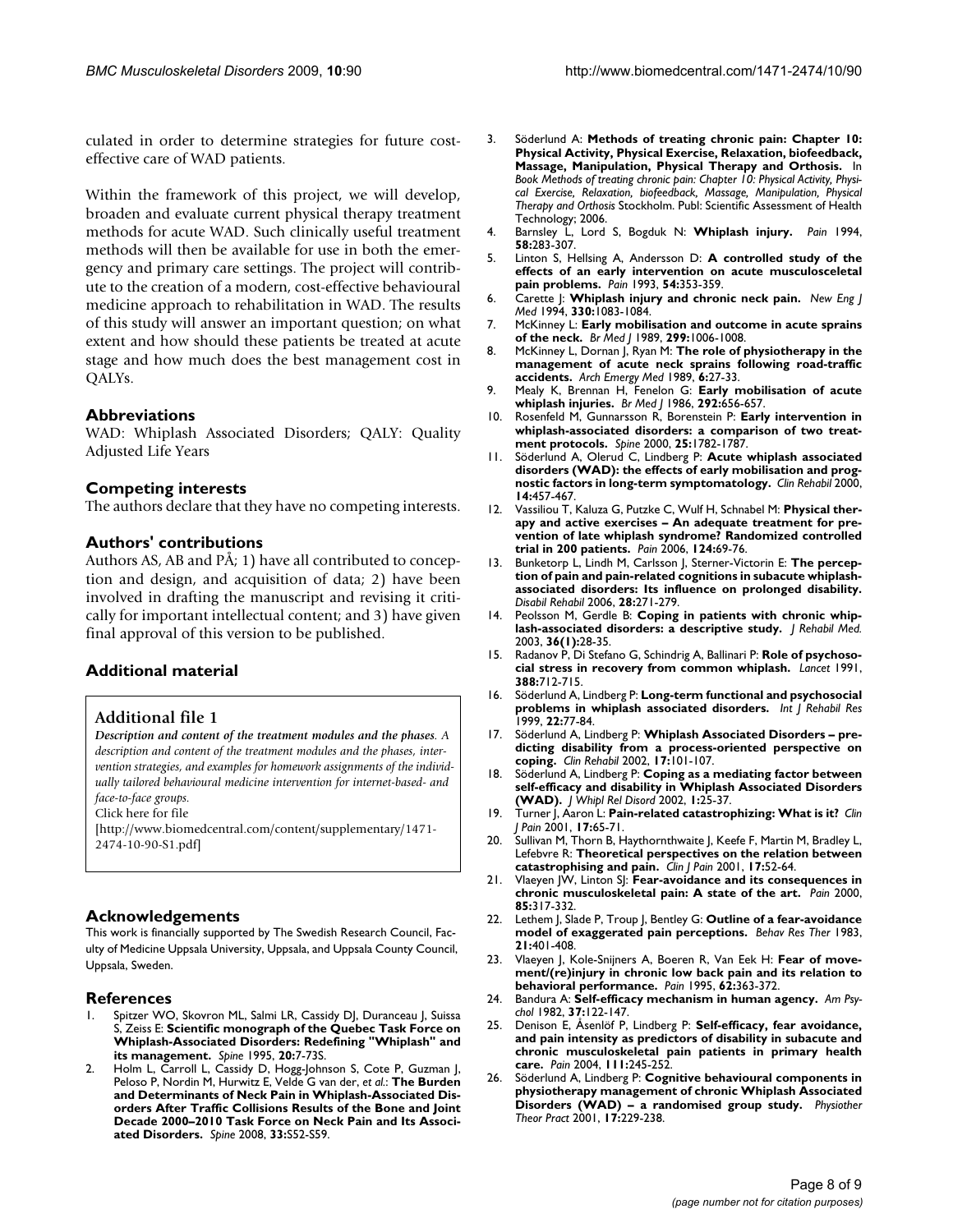culated in order to determine strategies for future cost-effective care of WAD patients.

Within the framework of this project, we will develop, broaden and evaluate current physical therapy treatment methods for acute WAD. Such clinically useful treatment methods will then be available for use in both the emergency and primary care settings. The project will contribute to the creation of a modern, cost-effective behavioural medicine approach to rehabilitation in WAD. The results of this study will answer an important question; on what extent and how should these patients be treated at acute stage and how much does the best management cost in QALYs.

## Abbreviations

WAD: Whiplash Associated Disorders; QALY: Quality Adjusted Life Years

## Competing interests

The authors declare that they have no competing interests.

## Authors' contributions

Authors AS, AB and PÅ; 1) have all contributed to conception and design, and acquisition of data; 2) have been involved in drafting the manuscript and revising it critically for important intellectual content; and 3) have given final approval of this version to be published.

## Additional material

### Additional file 1

***Description and content of the treatment modules and the phases.*** *A description and content of the treatment modules and the phases, intervention strategies, and examples for homework assignments of the individually tailored behavioural medicine intervention for internet-based- and face-to-face groups.*

Click here for file

[http://www.biomedcentral.com/content/supplementary/1471-2474-10-90-S1.pdf]

## Acknowledgements

This work is financially supported by The Swedish Research Council, Faculty of Medicine Uppsala University, Uppsala, and Uppsala County Council, Uppsala, Sweden.

## References

1. Spitzer WO, Skovron ML, Salmi LR, Cassidy DJ, Duranceau J, Suissa S, Zeiss E: **Scientific monograph of the Quebec Task Force on Whiplash-Associated Disorders: Redefining "Whiplash" and its management.** *Spine* 1995, **20:**7-73S.
2. Holm L, Carroll L, Cassidy D, Hogg-Johnson S, Cote P, Guzman J, Peloso P, Nordin M, Hurwitz E, Velde G van der, *et al.*: **The Burden and Determinants of Neck Pain in Whiplash-Associated Disorders After Traffic Collisions Results of the Bone and Joint Decade 2000–2010 Task Force on Neck Pain and Its Associated Disorders.** *Spine* 2008, **33:**S52-S59.
3. Söderlund A: **Methods of treating chronic pain: Chapter 10: Physical Activity, Physical Exercise, Relaxation, biofeedback, Massage, Manipulation, Physical Therapy and Orthosis.** In *Book Methods of treating chronic pain: Chapter 10: Physical Activity, Physical Exercise, Relaxation, biofeedback, Massage, Manipulation, Physical Therapy and Orthosis* Stockholm. Publ: Scientific Assessment of Health Technology; 2006.
4. Barnsley L, Lord S, Bogduk N: **Whiplash injury.** *Pain* 1994, **58:**283-307.
5. Linton S, Hellsing A, Andersson D: **A controlled study of the effects of an early intervention on acute musculosceletal pain problems.** *Pain* 1993, **54:**353-359.
6. Carette J: **Whiplash injury and chronic neck pain.** *New Eng J Med* 1994, **330:**1083-1084.
7. McKinney L: **Early mobilisation and outcome in acute sprains of the neck.** *Br Med J* 1989, **299:**1006-1008.
8. McKinney L, Dornan J, Ryan M: **The role of physiotherapy in the management of acute neck sprains following road-traffic accidents.** *Arch Emergy Med* 1989, **6:**27-33.
9. Mealy K, Brennan H, Fenelon G: **Early mobilisation of acute whiplash injuries.** *Br Med J* 1986, **292:**656-657.
10. Rosenfeld M, Gunnarsson R, Borenstein P: **Early intervention in whiplash-associated disorders: a comparison of two treatment protocols.** *Spine* 2000, **25:**1782-1787.
11. Söderlund A, Olerud C, Lindberg P: **Acute whiplash associated disorders (WAD): the effects of early mobilisation and prognostic factors in long-term symptomatology.** *Clin Rehabil* 2000, **14:**457-467.
12. Vassiliou T, Kaluza G, Putzke C, Wulf H, Schnabel M: **Physical therapy and active exercises – An adequate treatment for prevention of late whiplash syndrome? Randomized controlled trial in 200 patients.** *Pain* 2006, **124:**69-76.
13. Bunketorp L, Lindh M, Carlsson J, Sterner-Victorin E: **The perception of pain and pain-related cognitions in subacute whiplash-associated disorders: Its influence on prolonged disability.** *Disabil Rehabil* 2006, **28:**271-279.
14. Peolsson M, Gerdle B: **Coping in patients with chronic whiplash-associated disorders: a descriptive study.** *J Rehabil Med.* 2003, **36(1):**28-35.
15. Radanov P, Di Stefano G, Schindrig A, Ballinari P: **Role of psychosocial stress in recovery from common whiplash.** *Lancet* 1991, **388:**712-715.
16. Söderlund A, Lindberg P: **Long-term functional and psychosocial problems in whiplash associated disorders.** *Int J Rehabil Res* 1999, **22:**77-84.
17. Söderlund A, Lindberg P: **Whiplash Associated Disorders – predicting disability from a process-oriented perspective on coping.** *Clin Rehabil* 2002, **17:**101-107.
18. Söderlund A, Lindberg P: **Coping as a mediating factor between self-efficacy and disability in Whiplash Associated Disorders (WAD).** *J Whipl Rel Disord* 2002, **1:**25-37.
19. Turner J, Aaron L: **Pain-related catastrophizing: What is it?** *Clin J Pain* 2001, **17:**65-71.
20. Sullivan M, Thorn B, Haythornthwaite J, Keefe F, Martin M, Bradley L, Lefebvre R: **Theoretical perspectives on the relation between catastrophising and pain.** *Clin J Pain* 2001, **17:**52-64.
21. Vlaeyen JW, Linton SJ: **Fear-avoidance and its consequences in chronic musculoskeletal pain: A state of the art.** *Pain* 2000, **85:**317-332.
22. Lethem J, Slade P, Troup J, Bentley G: **Outline of a fear-avoidance model of exaggerated pain perceptions.** *Behav Res Ther* 1983, **21:**401-408.
23. Vlaeyen J, Kole-Snijners A, Boeren R, Van Eek H: **Fear of movement/(re)injury in chronic low back pain and its relation to behavioral performance.** *Pain* 1995, **62:**363-372.
24. Bandura A: **Self-efficacy mechanism in human agency.** *Am Psychol* 1982, **37:**122-147.
25. Denison E, Åsenlöf P, Lindberg P: **Self-efficacy, fear avoidance, and pain intensity as predictors of disability in subacute and chronic musculoskeletal pain patients in primary health care.** *Pain* 2004, **111:**245-252.
26. Söderlund A, Lindberg P: **Cognitive behavioural components in physiotherapy management of chronic Whiplash Associated Disorders (WAD) – a randomised group study.** *Physiother Theor Pract* 2001, **17:**229-238.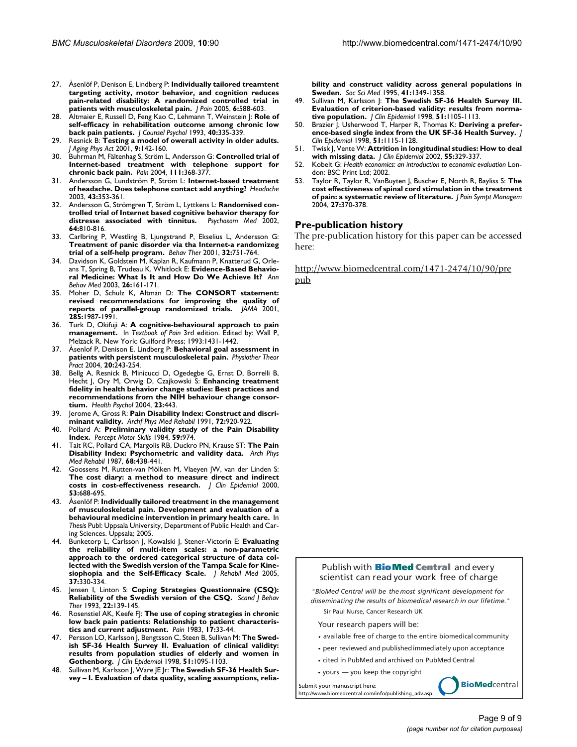27. Åsenlöf P, Denison E, Lindberg P: **Individually tailored treamtent targeting activity, motor behavior, and cognition reduces pain-related disability: A randomized controlled trial in patients with musculoskeletal pain.** *J Pain* 2005, **6:**588-603.
28. Altmaier E, Russell D, Feng Kao C, Lehmann T, Weinstein J: **Role of self-efficacy in rehabilitation outcome among chronic low back pain patients.** *J Counsel Psychol* 1993, **40:**335-339.
29. Resnick B: **Testing a model of owerall activity in older adults.** *J Aging Phys Act* 2001, **9:**142-160.
30. Buhrman M, Fältenhag S, Ström L, Andersson G: **Controlled trial of Internet-based treatment with telephone support for chronic back pain.** *Pain* 2004, **111:**368-377.
31. Andersson G, Lundström P, Ström L: **Internet-based treatment of headache. Does telephone contact add anything?** *Headache* 2003, **43:**353-361.
32. Andersson G, Strömgren T, Ström L, Lyttkens L: **Randomised controlled trial of Internet based cognitive behavior therapy for distresse associated with tinnitus.** *Psychosom Med* 2002, **64:**810-816.
33. Carlbring P, Westling B, Ljungstrand P, Ekselius L, Andersson G: **Treatment of panic disorder via tha Internet-a randomizeg trial of a self-help program.** *Behav Ther* 2001, **32:**751-764.
34. Davidson K, Goldstein M, Kaplan R, Kaufmann P, Knatterud G, Orleans T, Spring B, Trudeau K, Whitlock E: **Evidence-Based Behavioral Medicine: What Is It and How Do We Achieve It?** *Ann Behav Med* 2003, **26:**161-171.
35. Moher D, Schulz K, Altman D: **The CONSORT statement: revised recommendations for improving the quality of reports of parallel-group randomized trials.** *JAMA* 2001, **285:**1987-1991.
36. Turk D, Okifuji A: **A cognitive-behavioural approach to pain management.** In *Textbook of Pain* 3rd edition. Edited by: Wall P, Melzack R. New York: Guilford Press; 1993:1431-1442.
37. Åsenlof P, Denison E, Lindberg P: **Behavioral goal assessment in patients with persistent musculoskeletal pain.** *Physiother Theor Pract* 2004, **20:**243-254.
38. Bellg A, Resnick B, Minicucci D, Ogedegbe G, Ernst D, Borrelli B, Hecht J, Ory M, Orwig D, Czajkowski S: **Enhancing treatment fidelity in health behavior change studies: Best practices and recommendations from the NIH behaviour change consortium.** *Health Psychol* 2004, **23:**443.
39. Jerome A, Gross R: **Pain Disability Index: Construct and discriminant validity.** *Archf Phys Med Rehabil* 1991, **72:**920-922.
40. Pollard A: **Preliminary validity study of the Pain Disability Index.** *Percept Motor Skills* 1984, **59:**974.
41. Tait RC, Pollard CA, Margolis RB, Duckro PN, Krause ST: **The Pain Disability Index: Psychometric and validity data.** *Arch Phys Med Rehabil* 1987, **68:**438-441.
42. Goossens M, Rutten-van Mölken M, Vlaeyen JW, van der Linden S: **The cost diary: a method to measure direct and indirect costs in cost-effectiveness research.** *J Clin Epidemiol* 2000, **53:**688-695.
43. Åsenlöf P: **Individually tailored treatment in the management of musculoskeletal pain. Development and evaluation of a behavioural medicine intervention in primary health care.** In *Thesis* Publ: Uppsala University, Department of Public Health and Caring Sciences. Uppsala; 2005.
44. Bunketorp L, Carlsson J, Kowalski J, Stener-Victorin E: **Evaluating the reliability of multi-item scales: a non-parametric approach to the ordered categorical structure of data collected with the Swedish version of the Tampa Scale for Kinesiophopia and the Self-Efficacy Scale.** *J Rehabil Med* 2005, **37:**330-334.
45. Jensen I, Linton S: **Coping Strategies Questionnaire (CSQ): Reliability of the Swedish version of the CSQ.** *Scand J Behav Ther* 1993, **22:**139-145.
46. Rosenstiel AK, Keefe FJ: **The use of coping strategies in chronic low back pain patients: Relationship to patient characteristics and current adjustment.** *Pain* 1983, **17:**33-44.
47. Persson LO, Karlsson J, Bengtsson C, Steen B, Sullivan M: **The Swedish SF-36 Health Survey II. Evaluation of clinical validity: results from population studies of elderly and women in Gothenborg.** *J Clin Epidemiol* 1998, **51:**1095-1103.
48. Sullivan M, Karlsson J, Ware JE Jr: **The Swedish SF-36 Health Survey – I. Evaluation of data quality, scaling assumptions, reliability and construct validity across general populations in Sweden.** *Soc Sci Med* 1995, **41:**1349-1358.
49. Sullivan M, Karlsson J: **The Swedish SF-36 Health Survey III. Evaluation of criterion-based validity: results from normative population.** *J Clin Epidemiol* 1998, **51:**1105-1113.
50. Brazier J, Usherwood T, Harper R, Thomas K: **Deriving a preference-based single index from the UK SF-36 Health Survey.** *J Clin Epidemiol* 1998, **51:**1115-1128.
51. Twisk J, Vente W: **Attrition in longitudinal studies: How to deal with missing data.** *J Clin Epidemiol* 2002, **55:**329-337.
52. Kobelt G: *Health economics: an introduction to economic evaluation* London: BSC Print Ltd; 2002.
53. Taylor R, Taylor R, VanBuyten J, Buscher E, North R, Bayliss S: **The cost effectiveness of spinal cord stimulation in the treatment of pain: a systematic review of literature.** *J Pain Sympt Managem* 2004, **27:**370-378.

## Pre-publication history

The pre-publication history for this paper can be accessed here:

http://www.biomedcentral.com/1471-2474/10/90/prepub

Publish with **BioMed Central** and every scientist can read your work free of charge

*"BioMed Central will be the most significant development for disseminating the results of biomedical research in our lifetime."*

Sir Paul Nurse, Cancer Research UK

Your research papers will be:

- available free of charge to the entire biomedical community
- peer reviewed and published immediately upon acceptance
- cited in PubMed and archived on PubMed Central
- yours — you keep the copyright

Submit your manuscript here:
http://www.biomedcentral.com/info/publishing_adv.asp

BioMedcentral